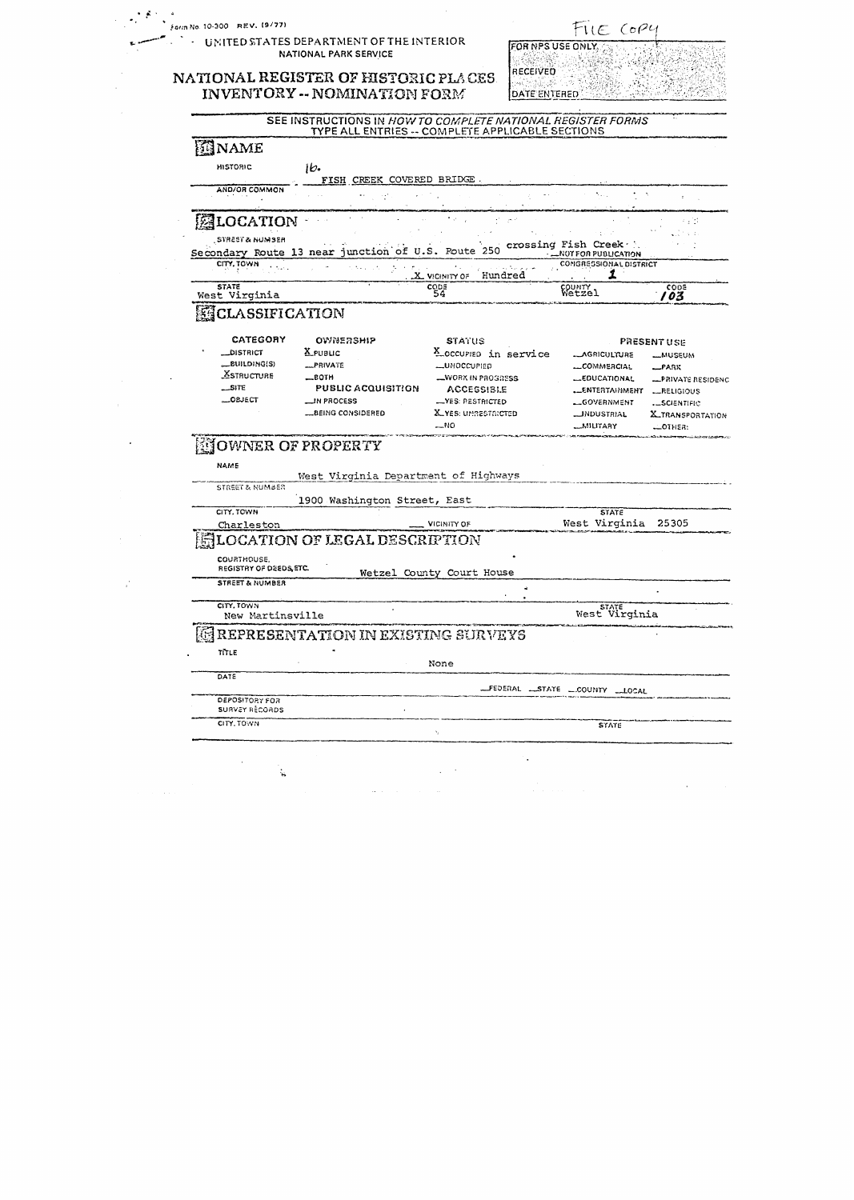Form No. 10-300 REV. (9/77)

FILE COPY

UNITED STATES DEPARTMENT OF THE INTERIOR
NATIONAL PARK SERVICE

# NATIONAL REGISTER OF HISTORIC PLACES INVENTORY -- NOMINATION FORM

| FOR NPS USE ONLY |
|---|
| RECEIVED |
| DATE ENTERED |

SEE INSTRUCTIONS IN *HOW TO COMPLETE NATIONAL REGISTER FORMS*
TYPE ALL ENTRIES -- COMPLETE APPLICABLE SECTIONS

## 1 NAME

HISTORIC: 16. FISH CREEK COVERED BRIDGE

AND/OR COMMON:

## 2 LOCATION

STREET & NUMBER: Secondary Route 13 near junction of U.S. Route 250 crossing Fish Creek

__NOT FOR PUBLICATION

CITY, TOWN: X VICINITY OF Hundred

CONGRESSIONAL DISTRICT: 1

STATE: West Virginia — CODE: 54

COUNTY: Wetzel — CODE: 103

## 3 CLASSIFICATION

| CATEGORY | OWNERSHIP | STATUS | PRESENT USE | |
|---|---|---|---|---|
| __DISTRICT | X PUBLIC | X OCCUPIED in service | __AGRICULTURE | __MUSEUM |
| __BUILDING(S) | __PRIVATE | __UNOCCUPIED | __COMMERCIAL | __PARK |
| X STRUCTURE | __BOTH | __WORK IN PROGRESS | __EDUCATIONAL | __PRIVATE RESIDENCE |
| __SITE | PUBLIC ACQUISITION | ACCESSIBLE | __ENTERTAINMENT | __RELIGIOUS |
| __OBJECT | __IN PROCESS | __YES: RESTRICTED | __GOVERNMENT | __SCIENTIFIC |
| | __BEING CONSIDERED | X YES: UNRESTRICTED | __INDUSTRIAL | X TRANSPORTATION |
| | | __NO | __MILITARY | __OTHER: |

## 4 OWNER OF PROPERTY

NAME: West Virginia Department of Highways

STREET & NUMBER: 1900 Washington Street, East

CITY, TOWN: Charleston — __ VICINITY OF — STATE: West Virginia 25305

## 5 LOCATION OF LEGAL DESCRIPTION

COURTHOUSE, REGISTRY OF DEEDS, ETC.: Wetzel County Court House

STREET & NUMBER:

CITY, TOWN: New Martinsville — STATE: West Virginia

## 6 REPRESENTATION IN EXISTING SURVEYS

TITLE: None

DATE: __FEDERAL __STATE __COUNTY __LOCAL

DEPOSITORY FOR SURVEY RECORDS:

CITY, TOWN: — STATE: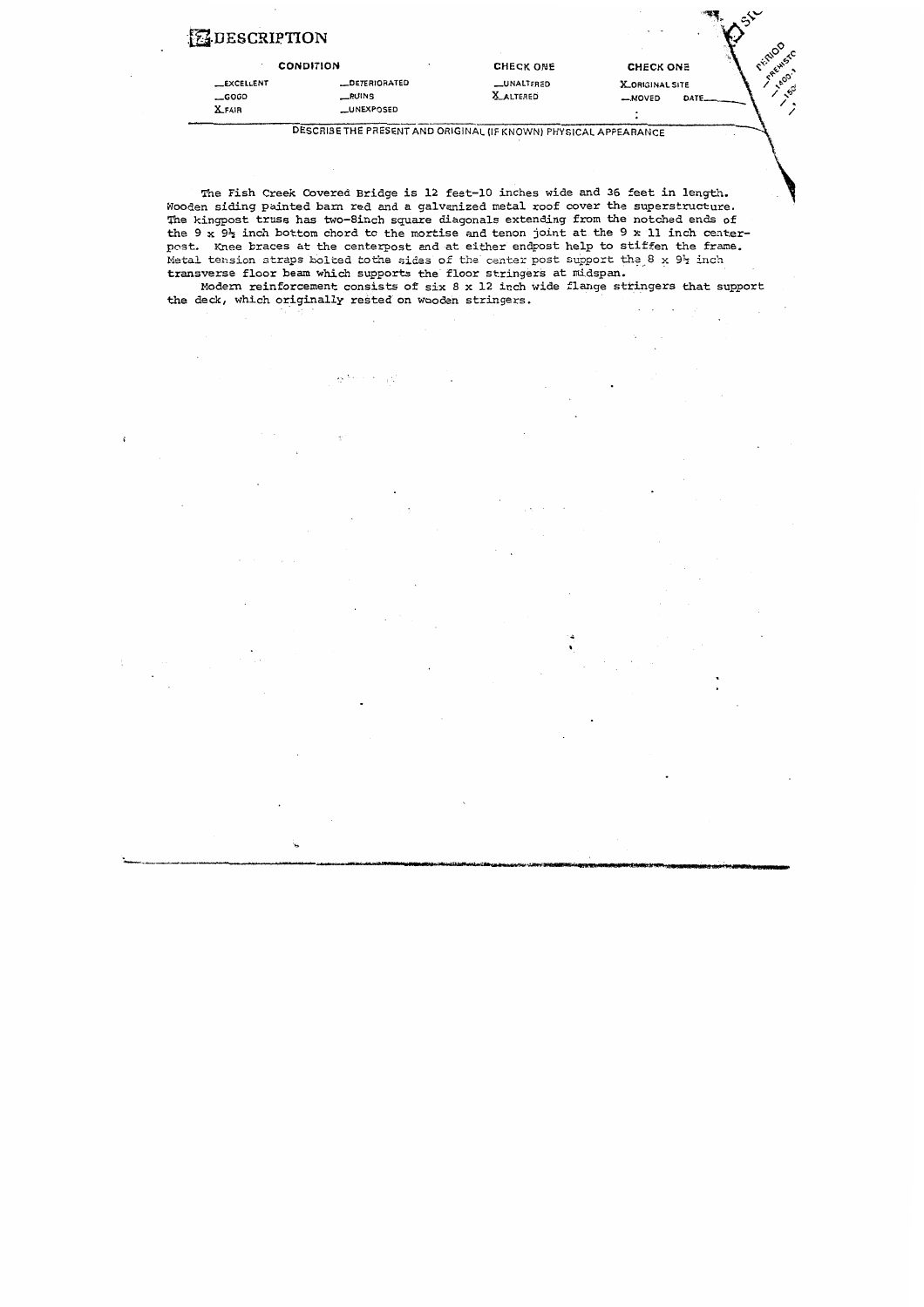# 7 DESCRIPTION

| CONDITION | | CHECK ONE | CHECK ONE |
|---|---|---|---|
| __EXCELLENT | __DETERIORATED | __UNALTERED | X ORIGINAL SITE |
| __GOOD | __RUINS | X ALTERED | __MOVED DATE____ |
| X FAIR | __UNEXPOSED | | |

DESCRIBE THE PRESENT AND ORIGINAL (IF KNOWN) PHYSICAL APPEARANCE

The Fish Creek Covered Bridge is 12 feet-10 inches wide and 36 feet in length. Wooden siding painted barn red and a galvanized metal roof cover the superstructure. The kingpost truss has two-8inch square diagonals extending from the notched ends of the 9 x 9½ inch bottom chord to the mortise and tenon joint at the 9 x 11 inch centerpost. Knee braces at the centerpost and at either endpost help to stiffen the frame. Metal tension straps bolted tothe sides of the center post support the 8 x 9½ inch transverse floor beam which supports the floor stringers at midspan.

Modern reinforcement consists of six 8 x 12 inch wide flange stringers that support the deck, which originally rested on wooden stringers.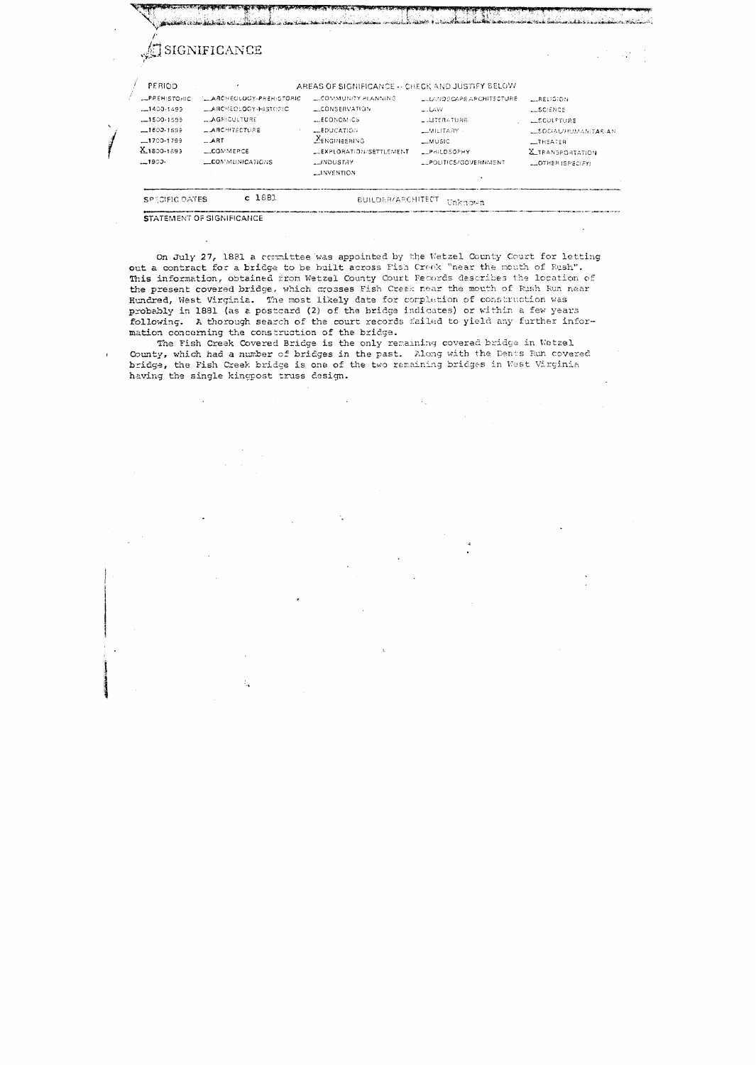## 8 SIGNIFICANCE

| PERIOD | AREAS OF SIGNIFICANCE -- CHECK AND JUSTIFY BELOW | | | | |
| --- | --- | --- | --- | --- | --- |
| __PREHISTORIC | __ARCHEOLOGY-PREHISTORIC | __COMMUNITY PLANNING | __LANDSCAPE ARCHITECTURE | __RELIGION | |
| __1400-1499 | __ARCHEOLOGY-HISTORIC | __CONSERVATION | __LAW | __SCIENCE | |
| __1500-1599 | __AGRICULTURE | __ECONOMICS | __LITERATURE | __SCULPTURE | |
| __1600-1699 | __ARCHITECTURE | __EDUCATION | __MILITARY | __SOCIAL/HUMANITARIAN | |
| __1700-1799 | __ART | X ENGINEERING | __MUSIC | __THEATER | |
| X 1800-1899 | __COMMERCE | __EXPLORATION/SETTLEMENT | __PHILOSOPHY | X TRANSPORTATION | |
| __1900- | __COMMUNICATIONS | __INDUSTRY | __POLITICS/GOVERNMENT | __OTHER (SPECIFY) | |
| | | __INVENTION | | | |

SPECIFIC DATES c 1881 BUILDER/ARCHITECT Unknown

STATEMENT OF SIGNIFICANCE

On July 27, 1881 a committee was appointed by the Wetzel County Court for letting out a contract for a bridge to be built across Fish Creek "near the mouth of Rush". This information, obtained from Wetzel County Court Records describes the location of the present covered bridge, which crosses Fish Creek near the mouth of Rush Run near Hundred, West Virginia. The most likely date for completion of construction was probably in 1881 (as a postcard (2) of the bridge indicates) or within a few years following. A thorough search of the court records failed to yield any further information concerning the construction of the bridge.

The Fish Creek Covered Bridge is the only remaining covered bridge in Wetzel County, which had a number of bridges in the past. Along with the Dents Run covered bridge, the Fish Creek bridge is one of the two remaining bridges in West Virginia having the single kingpost truss design.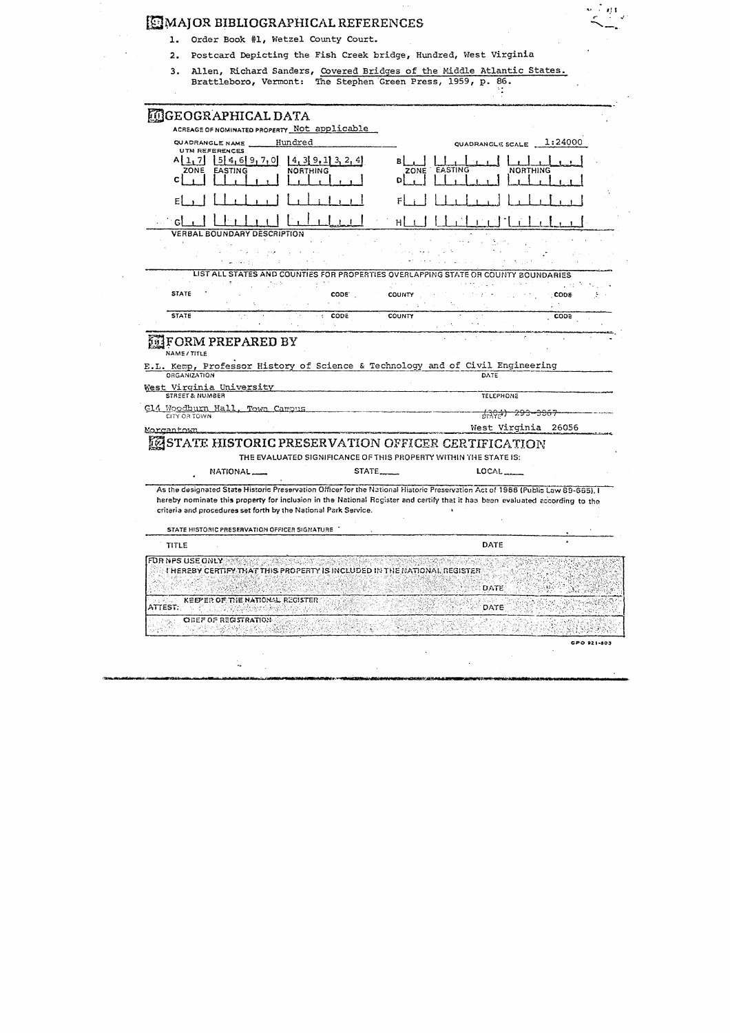## 9 MAJOR BIBLIOGRAPHICAL REFERENCES

1. Order Book #1, Wetzel County Court.
2. Postcard Depicting the Fish Creek bridge, Hundred, West Virginia
3. Allen, Richard Sanders, Covered Bridges of the Middle Atlantic States. Brattleboro, Vermont: The Stephen Green Press, 1959, p. 86.

## 10 GEOGRAPHICAL DATA

ACREAGE OF NOMINATED PROPERTY Not applicable

QUADRANGLE NAME Hundred QUADRANGLE SCALE 1:24000

UTM REFERENCES

| | ZONE | EASTING | NORTHING | | ZONE | EASTING | NORTHING |
|---|---|---|---|---|---|---|---|
| A | 1 7 | 5 4 6 9 7 0 | 4 3 9 1 3 2 4 | B | | | |
| C | | | | D | | | |
| E | | | | F | | | |
| G | | | | H | | | |

VERBAL BOUNDARY DESCRIPTION

LIST ALL STATES AND COUNTIES FOR PROPERTIES OVERLAPPING STATE OR COUNTY BOUNDARIES

| STATE | CODE | COUNTY | CODE |
|---|---|---|---|
| STATE | CODE | COUNTY | CODE |

## 11 FORM PREPARED BY

NAME / TITLE

E.L. Kemp, Professor History of Science & Technology and of Civil Engineering

ORGANIZATION DATE

West Virginia University

STREET & NUMBER TELEPHONE

G14 Woodburn Hall, Town Campus ~~(304) 293-3867~~

CITY OR TOWN STATE

Morgantown West Virginia 26056

## 12 STATE HISTORIC PRESERVATION OFFICER CERTIFICATION

THE EVALUATED SIGNIFICANCE OF THIS PROPERTY WITHIN THE STATE IS:

NATIONAL \_\_\_ STATE \_\_\_ LOCAL \_\_\_

As the designated State Historic Preservation Officer for the National Historic Preservation Act of 1966 (Public Law 89-665), I hereby nominate this property for inclusion in the National Register and certify that it has been evaluated according to the criteria and procedures set forth by the National Park Service.

STATE HISTORIC PRESERVATION OFFICER SIGNATURE

TITLE DATE

FOR NPS USE ONLY

I HEREBY CERTIFY THAT THIS PROPERTY IS INCLUDED IN THE NATIONAL REGISTER

DATE

KEEPER OF THE NATIONAL REGISTER

ATTEST: DATE

CHIEF OF REGISTRATION

GPO 921-803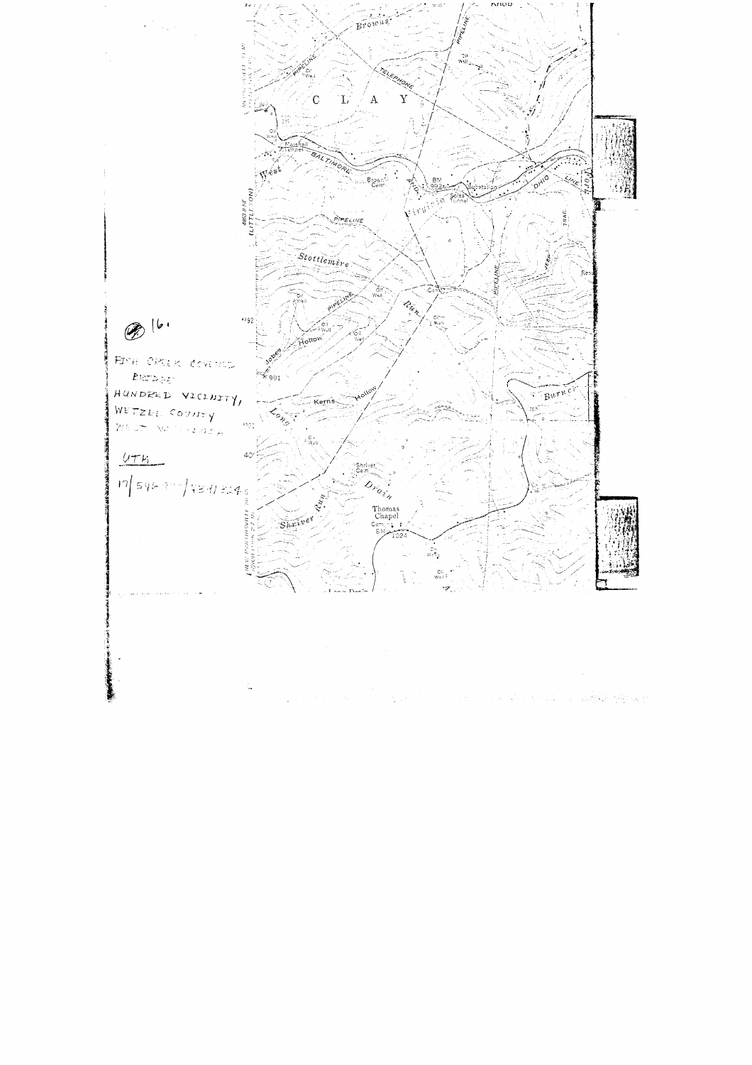# 16

FISH CREEK COVERED BRIDGE
HUNDRED VICINITY,
WETZEL COUNTY
WEST VIRGINIA

UTM
17/546 ???/4391 ???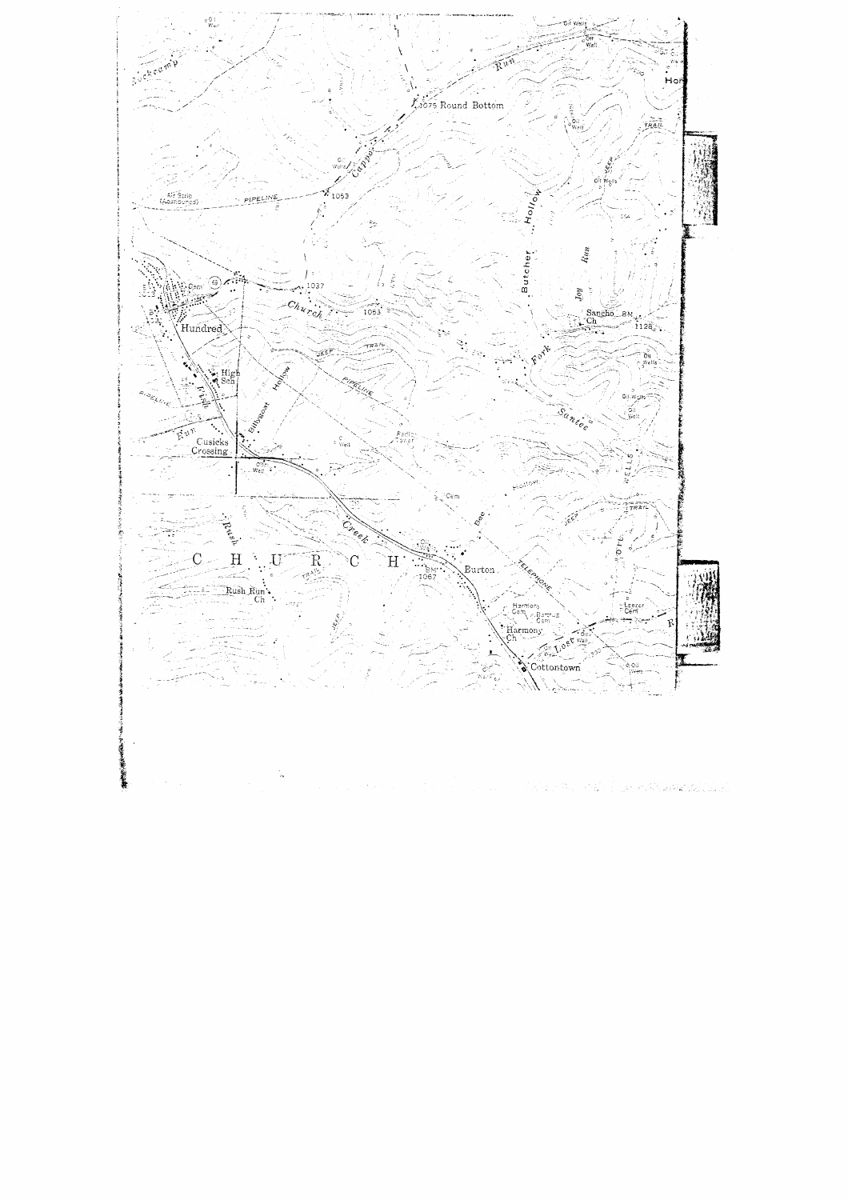Round Bottom

1075

1053

1037

1053

Hundred

High Sch

Cusicks Crossing

Burton

Harmony Ch

Cottontown

Sancho Ch

1128

Rush Run Ch

C H U R C H

Church Creek

Fish Run

Rush Run

Butcher Hollow

Joy Run

Santee Fork

Billygoat Hollow

Capper Run

Lost Run

PIPELINE

TELEPHONE

JEEP

TRAIL

Oil Wells

Air Strip (Abandoned)

Cem

BM 1067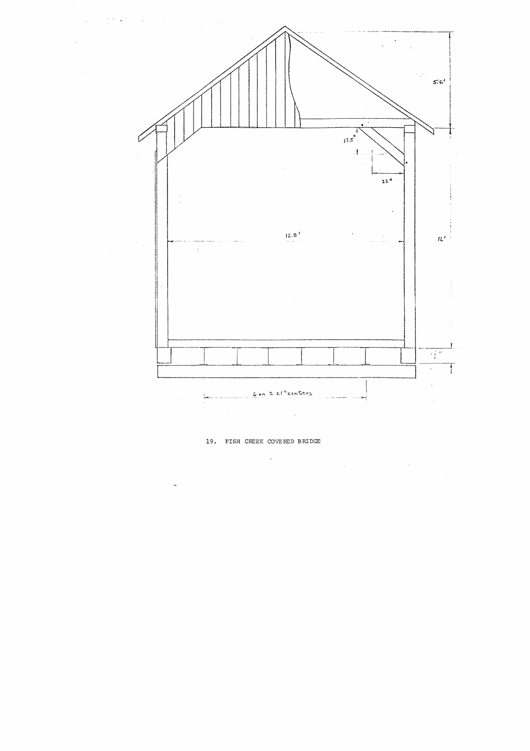19. FISH CREEK COVERED BRIDGE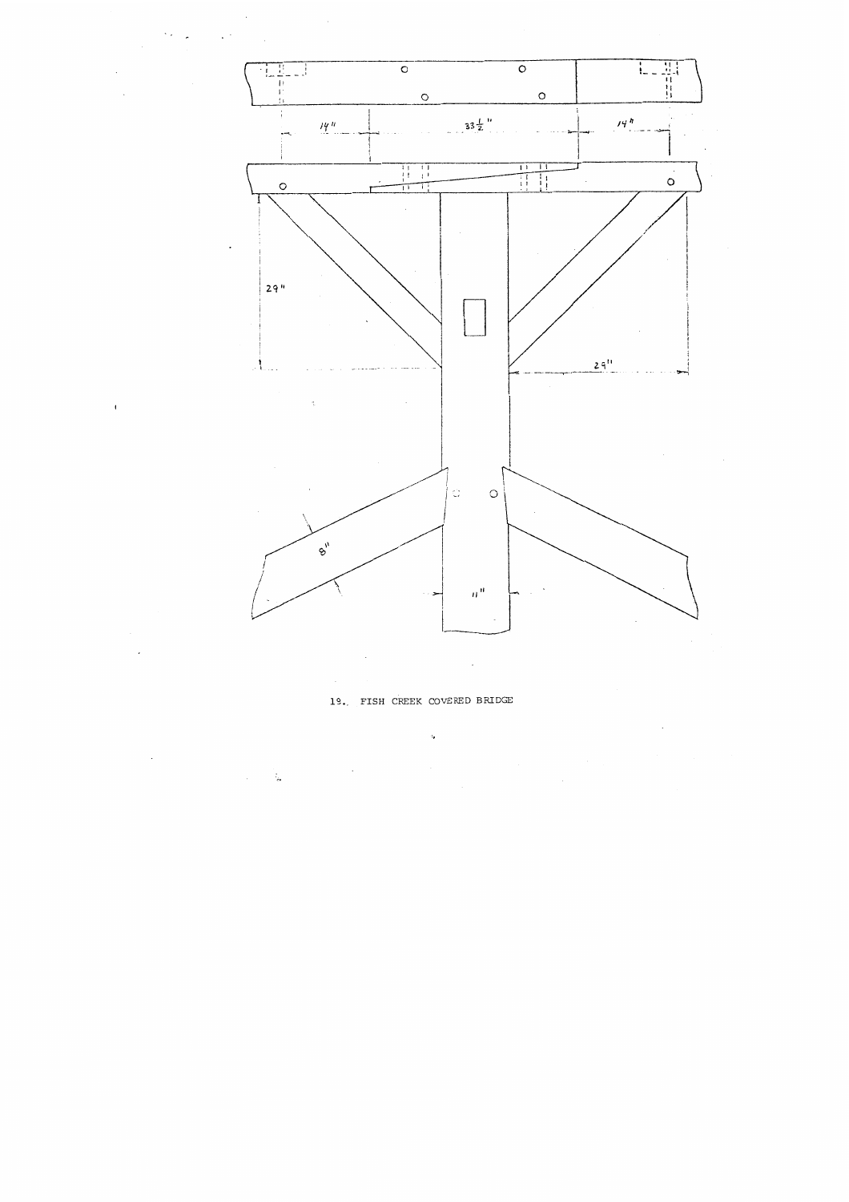19. FISH CREEK COVERED BRIDGE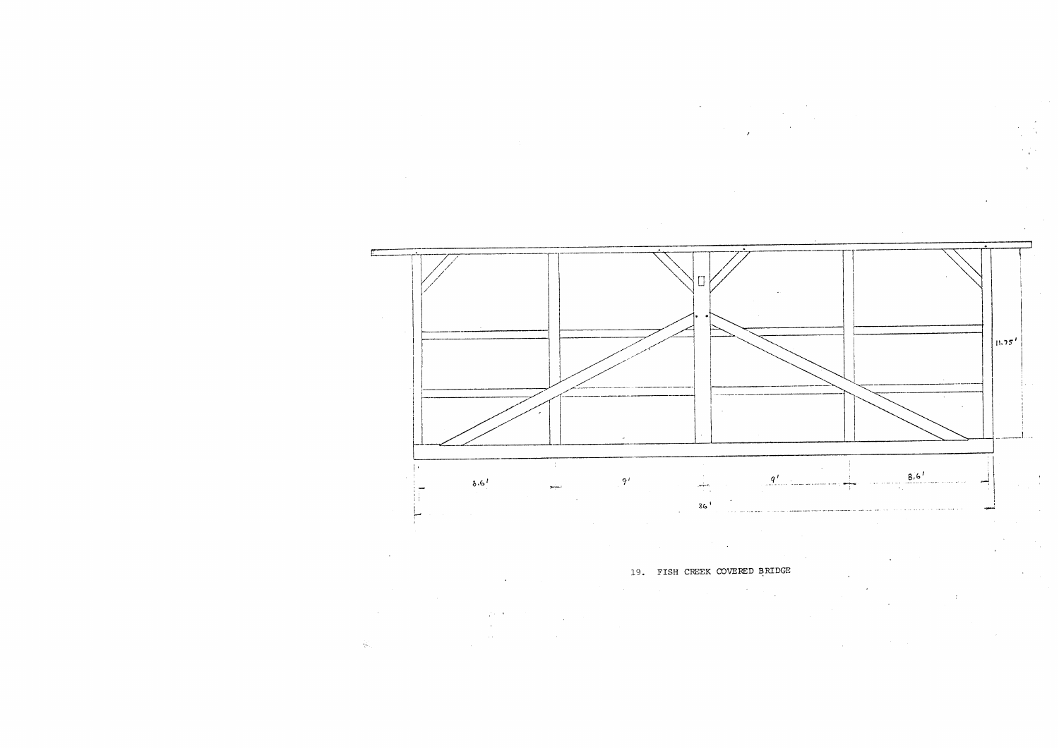8.6'

9'

9'

8.6'

36'

11.75'

19. FISH CREEK COVERED BRIDGE